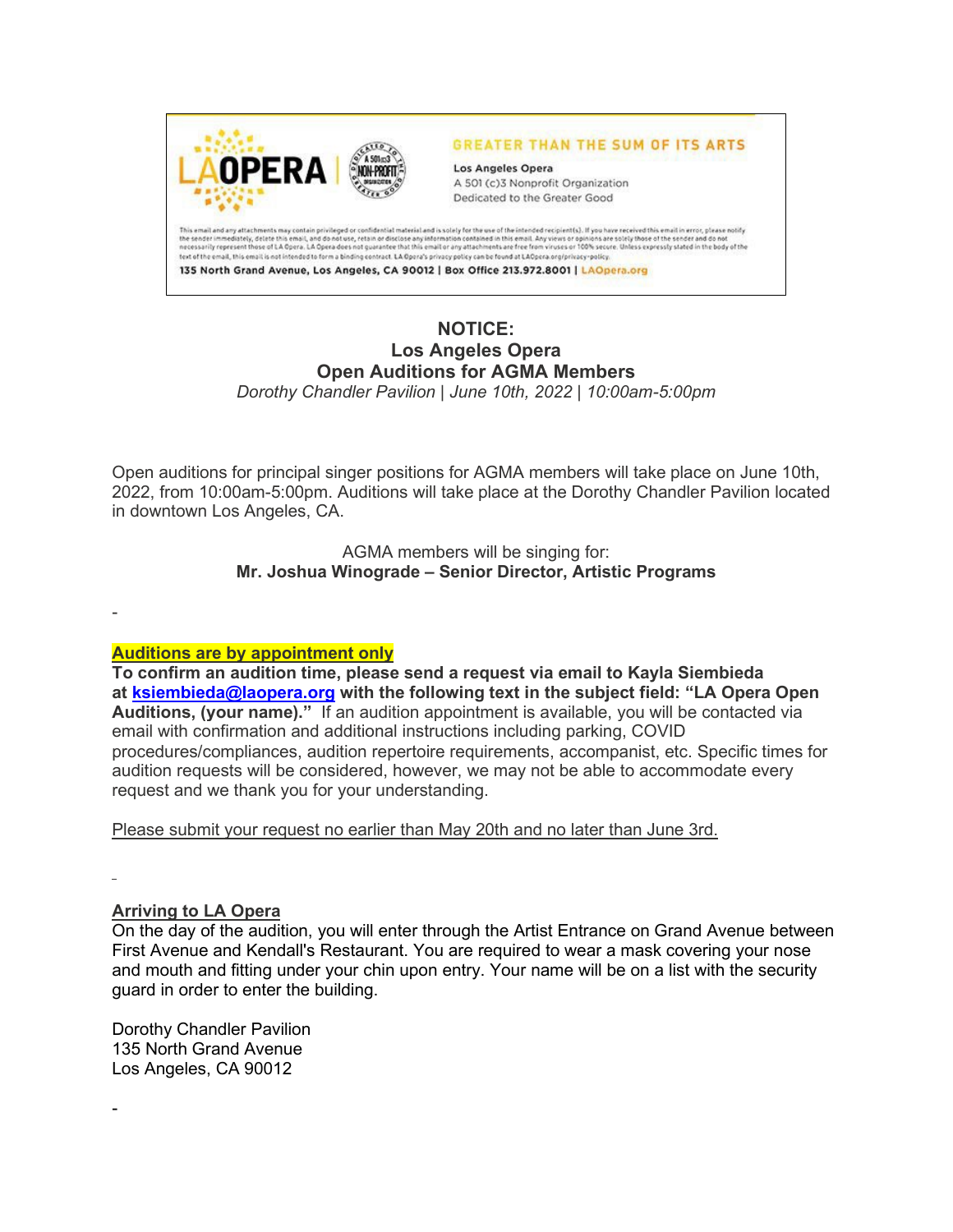LA OPERA | A 501(c)3 NON-PROFIT DEDICATED TO THE GREATER GOOD

GREATER THAN THE SUM OF ITS ARTS

Los Angeles Opera
A 501 (c)3 Nonprofit Organization
Dedicated to the Greater Good

This email and any attachments may contain privileged or confidential material and is solely for the use of the intended recipient(s). If you have received this email in error, please notify the sender immediately, delete this email, and do not use, retain or disclose any information contained in this email. Any views or opinions are solely those of the sender and do not necessarily represent those of LA Opera. LA Opera does not guarantee that this email or any attachments are free from viruses or 100% secure. Unless expressly stated in the body of the text of the email, this email is not intended to form a binding contract. LA Opera's privacy policy can be found at LAOpera.org/privacy-policy.

135 North Grand Avenue, Los Angeles, CA 90012 | Box Office 213.972.8001 | LAOpera.org

**NOTICE:**
**Los Angeles Opera**
**Open Auditions for AGMA Members**
*Dorothy Chandler Pavilion | June 10th, 2022 | 10:00am-5:00pm*

Open auditions for principal singer positions for AGMA members will take place on June 10th, 2022, from 10:00am-5:00pm. Auditions will take place at the Dorothy Chandler Pavilion located in downtown Los Angeles, CA.

AGMA members will be singing for:
**Mr. Joshua Winograde – Senior Director, Artistic Programs**

-

**Auditions are by appointment only**
**To confirm an audition time, please send a request via email to Kayla Siembieda at ksiembieda@laopera.org with the following text in the subject field: "LA Opera Open Auditions, (your name)."** If an audition appointment is available, you will be contacted via email with confirmation and additional instructions including parking, COVID procedures/compliances, audition repertoire requirements, accompanist, etc. Specific times for audition requests will be considered, however, we may not be able to accommodate every request and we thank you for your understanding.

Please submit your request no earlier than May 20th and no later than June 3rd.

**Arriving to LA Opera**
On the day of the audition, you will enter through the Artist Entrance on Grand Avenue between First Avenue and Kendall's Restaurant. You are required to wear a mask covering your nose and mouth and fitting under your chin upon entry. Your name will be on a list with the security guard in order to enter the building.

Dorothy Chandler Pavilion
135 North Grand Avenue
Los Angeles, CA 90012

-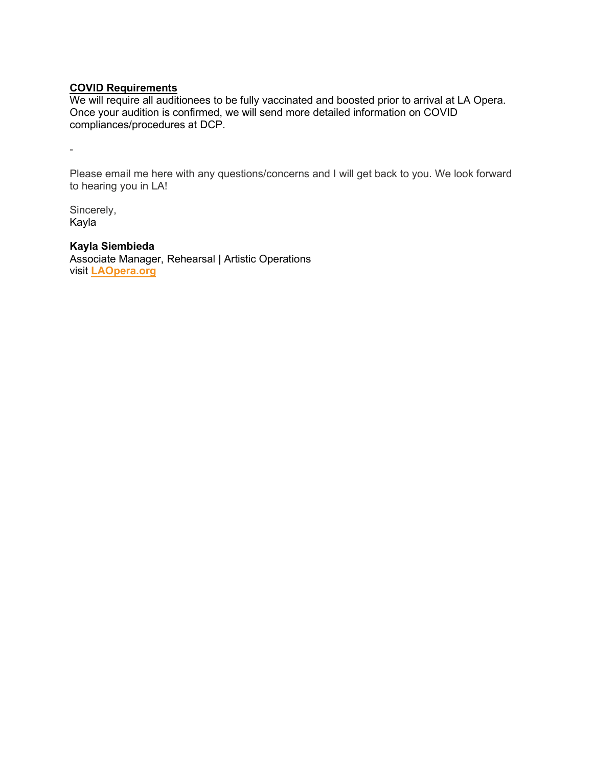**COVID Requirements**
We will require all auditionees to be fully vaccinated and boosted prior to arrival at LA Opera. Once your audition is confirmed, we will send more detailed information on COVID compliances/procedures at DCP.

-

Please email me here with any questions/concerns and I will get back to you. We look forward to hearing you in LA!

Sincerely,
Kayla

**Kayla Siembieda**
Associate Manager, Rehearsal | Artistic Operations
visit **LAOpera.org**